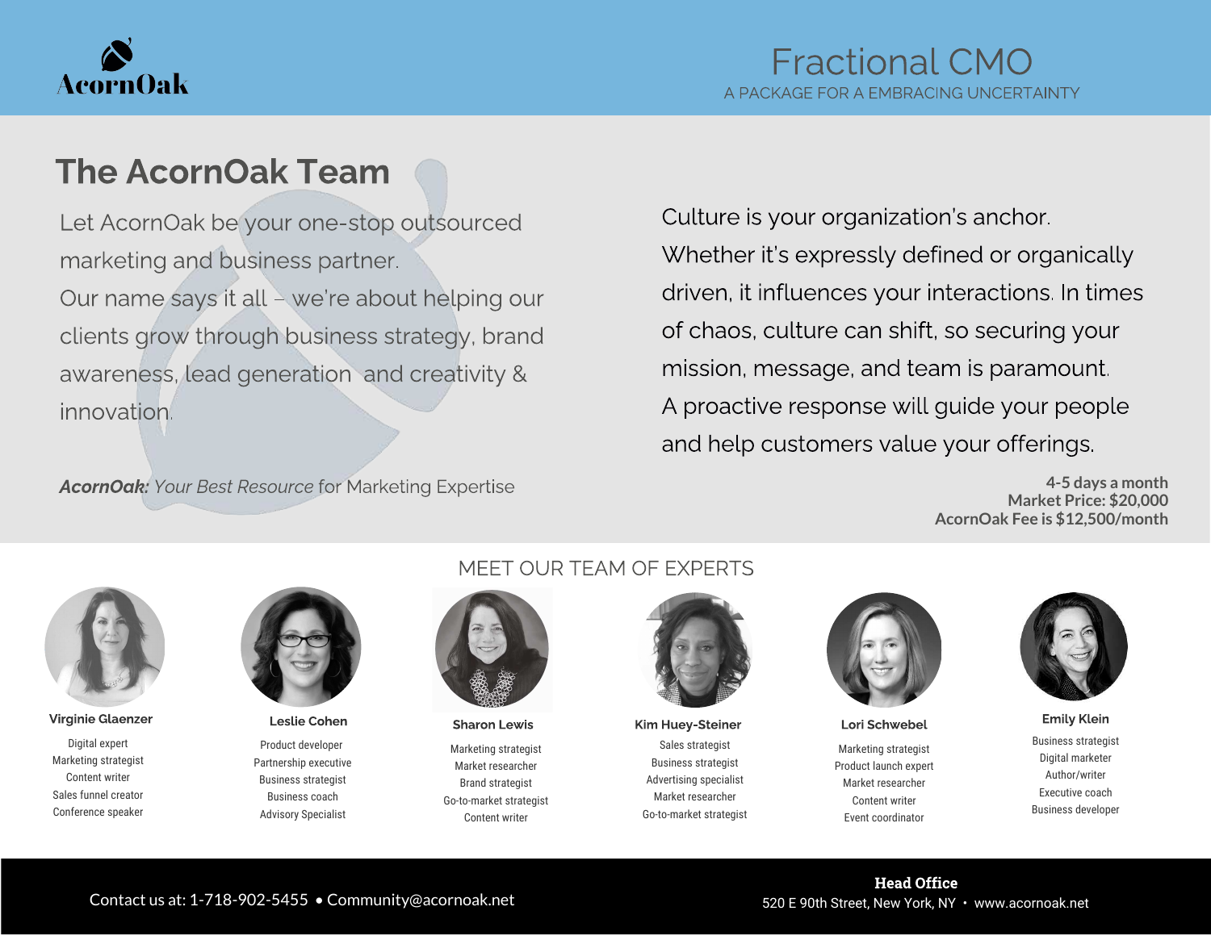AcornOak

# Fractional CMO

A PACKAGE FOR A EMBRACING UNCERTAINTY

## The AcornOak Team

Let AcornOak be your one-stop outsourced marketing and business partner.
Our name says it all – we're about helping our clients grow through business strategy, brand awareness, lead generation and creativity & innovation.

***AcornOak**: Your Best Resource* for Marketing Expertise

Culture is your organization's anchor. Whether it's expressly defined or organically driven, it influences your interactions. In times of chaos, culture can shift, so securing your mission, message, and team is paramount. A proactive response will guide your people and help customers value your offerings.

**4-5 days a month**
**Market Price: $20,000**
**AcornOak Fee is $12,500/month**

## MEET OUR TEAM OF EXPERTS

**Virginie Glaenzer**
Digital expert
Marketing strategist
Content writer
Sales funnel creator
Conference speaker

**Leslie Cohen**
Product developer
Partnership executive
Business strategist
Business coach
Advisory Specialist

**Sharon Lewis**
Marketing strategist
Market researcher
Brand strategist
Go-to-market strategist
Content writer

**Kim Huey-Steiner**
Sales strategist
Business strategist
Advertising specialist
Market researcher
Go-to-market strategist

**Lori Schwebel**
Marketing strategist
Product launch expert
Market researcher
Content writer
Event coordinator

**Emily Klein**
Business strategist
Digital marketer
Author/writer
Executive coach
Business developer

Contact us at: 1-718-902-5455 • Community@acornoak.net

**Head Office**
520 E 90th Street, New York, NY • www.acornoak.net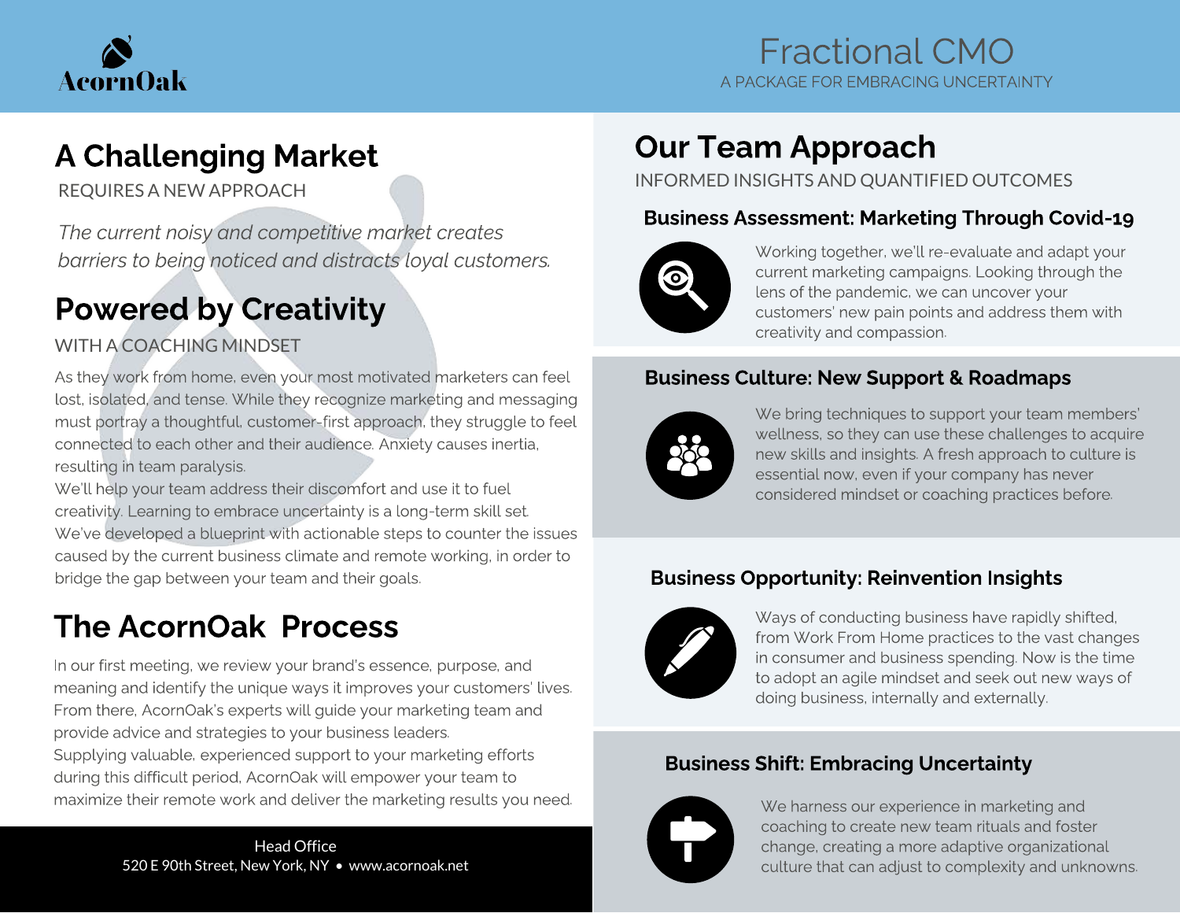AcornOak

# Fractional CMO

A PACKAGE FOR EMBRACING UNCERTAINTY

## A Challenging Market

REQUIRES A NEW APPROACH

*The current noisy and competitive market creates barriers to being noticed and distracts loyal customers.*

## Powered by Creativity

WITH A COACHING MINDSET

As they work from home, even your most motivated marketers can feel lost, isolated, and tense. While they recognize marketing and messaging must portray a thoughtful, customer-first approach, they struggle to feel connected to each other and their audience. Anxiety causes inertia, resulting in team paralysis.

We'll help your team address their discomfort and use it to fuel creativity. Learning to embrace uncertainty is a long-term skill set.

We've developed a blueprint with actionable steps to counter the issues caused by the current business climate and remote working, in order to bridge the gap between your team and their goals.

## The AcornOak Process

In our first meeting, we review your brand's essence, purpose, and meaning and identify the unique ways it improves your customers' lives. From there, AcornOak's experts will guide your marketing team and provide advice and strategies to your business leaders.

Supplying valuable, experienced support to your marketing efforts during this difficult period, AcornOak will empower your team to maximize their remote work and deliver the marketing results you need.

Head Office
520 E 90th Street, New York, NY • www.acornoak.net

## Our Team Approach

INFORMED INSIGHTS AND QUANTIFIED OUTCOMES

### Business Assessment: Marketing Through Covid-19

Working together, we'll re-evaluate and adapt your current marketing campaigns. Looking through the lens of the pandemic, we can uncover your customers' new pain points and address them with creativity and compassion.

### Business Culture: New Support & Roadmaps

We bring techniques to support your team members' wellness, so they can use these challenges to acquire new skills and insights. A fresh approach to culture is essential now, even if your company has never considered mindset or coaching practices before.

### Business Opportunity: Reinvention Insights

Ways of conducting business have rapidly shifted, from Work From Home practices to the vast changes in consumer and business spending. Now is the time to adopt an agile mindset and seek out new ways of doing business, internally and externally.

### Business Shift: Embracing Uncertainty

We harness our experience in marketing and coaching to create new team rituals and foster change, creating a more adaptive organizational culture that can adjust to complexity and unknowns.